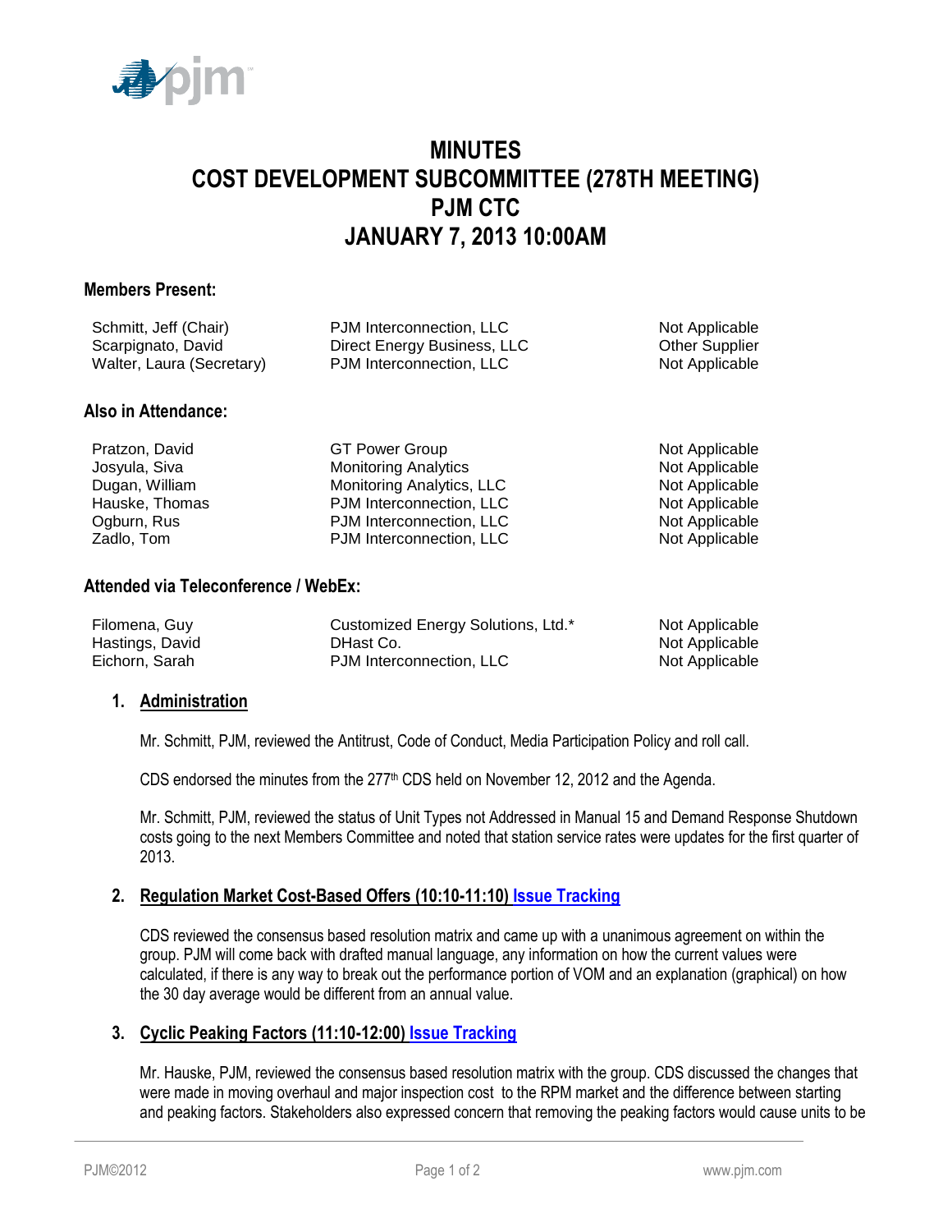# MINUTES
# COST DEVELOPMENT SUBCOMMITTEE (278TH MEETING)
# PJM CTC
# JANUARY 7, 2013 10:00AM

### Members Present:

| | | |
|---|---|---|
| Schmitt, Jeff (Chair) | PJM Interconnection, LLC | Not Applicable |
| Scarpignato, David | Direct Energy Business, LLC | Other Supplier |
| Walter, Laura (Secretary) | PJM Interconnection, LLC | Not Applicable |

### Also in Attendance:

| | | |
|---|---|---|
| Pratzon, David | GT Power Group | Not Applicable |
| Josyula, Siva | Monitoring Analytics | Not Applicable |
| Dugan, William | Monitoring Analytics, LLC | Not Applicable |
| Hauske, Thomas | PJM Interconnection, LLC | Not Applicable |
| Ogburn, Rus | PJM Interconnection, LLC | Not Applicable |
| Zadlo, Tom | PJM Interconnection, LLC | Not Applicable |

### Attended via Teleconference / WebEx:

| | | |
|---|---|---|
| Filomena, Guy | Customized Energy Solutions, Ltd.* | Not Applicable |
| Hastings, David | DHast Co. | Not Applicable |
| Eichorn, Sarah | PJM Interconnection, LLC | Not Applicable |

## 1. Administration

Mr. Schmitt, PJM, reviewed the Antitrust, Code of Conduct, Media Participation Policy and roll call.

CDS endorsed the minutes from the 277th CDS held on November 12, 2012 and the Agenda.

Mr. Schmitt, PJM, reviewed the status of Unit Types not Addressed in Manual 15 and Demand Response Shutdown costs going to the next Members Committee and noted that station service rates were updates for the first quarter of 2013.

## 2. Regulation Market Cost-Based Offers (10:10-11:10) Issue Tracking

CDS reviewed the consensus based resolution matrix and came up with a unanimous agreement on within the group. PJM will come back with drafted manual language, any information on how the current values were calculated, if there is any way to break out the performance portion of VOM and an explanation (graphical) on how the 30 day average would be different from an annual value.

## 3. Cyclic Peaking Factors (11:10-12:00) Issue Tracking

Mr. Hauske, PJM, reviewed the consensus based resolution matrix with the group. CDS discussed the changes that were made in moving overhaul and major inspection cost to the RPM market and the difference between starting and peaking factors. Stakeholders also expressed concern that removing the peaking factors would cause units to be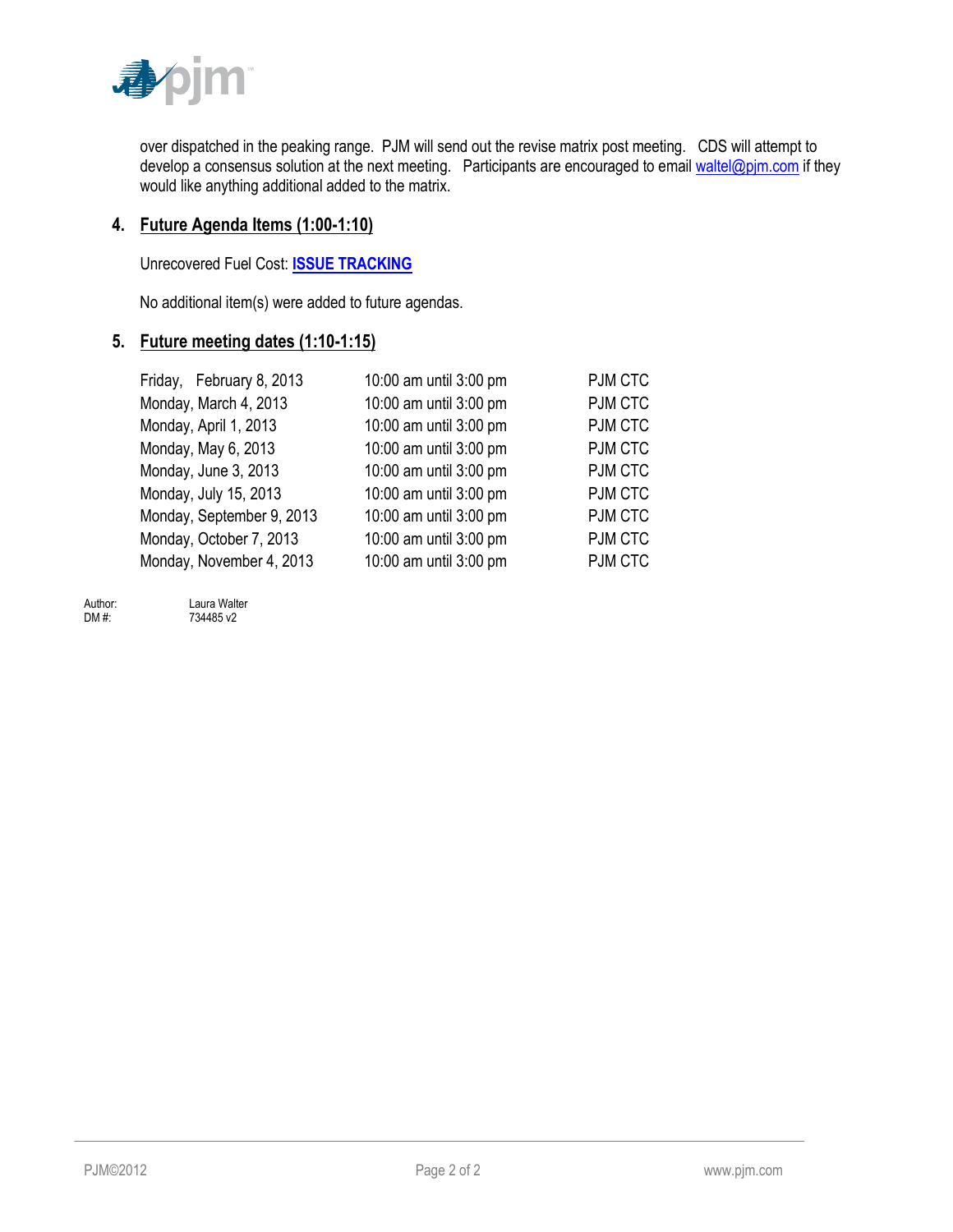over dispatched in the peaking range. PJM will send out the revise matrix post meeting. CDS will attempt to develop a consensus solution at the next meeting. Participants are encouraged to email waltel@pjm.com if they would like anything additional added to the matrix.

## 4. Future Agenda Items (1:00-1:10)

Unrecovered Fuel Cost: **ISSUE TRACKING**

No additional item(s) were added to future agendas.

## 5. Future meeting dates (1:10-1:15)

| | | |
|---|---|---|
| Friday, February 8, 2013 | 10:00 am until 3:00 pm | PJM CTC |
| Monday, March 4, 2013 | 10:00 am until 3:00 pm | PJM CTC |
| Monday, April 1, 2013 | 10:00 am until 3:00 pm | PJM CTC |
| Monday, May 6, 2013 | 10:00 am until 3:00 pm | PJM CTC |
| Monday, June 3, 2013 | 10:00 am until 3:00 pm | PJM CTC |
| Monday, July 15, 2013 | 10:00 am until 3:00 pm | PJM CTC |
| Monday, September 9, 2013 | 10:00 am until 3:00 pm | PJM CTC |
| Monday, October 7, 2013 | 10:00 am until 3:00 pm | PJM CTC |
| Monday, November 4, 2013 | 10:00 am until 3:00 pm | PJM CTC |

Author: Laura Walter
DM #: 734485 v2